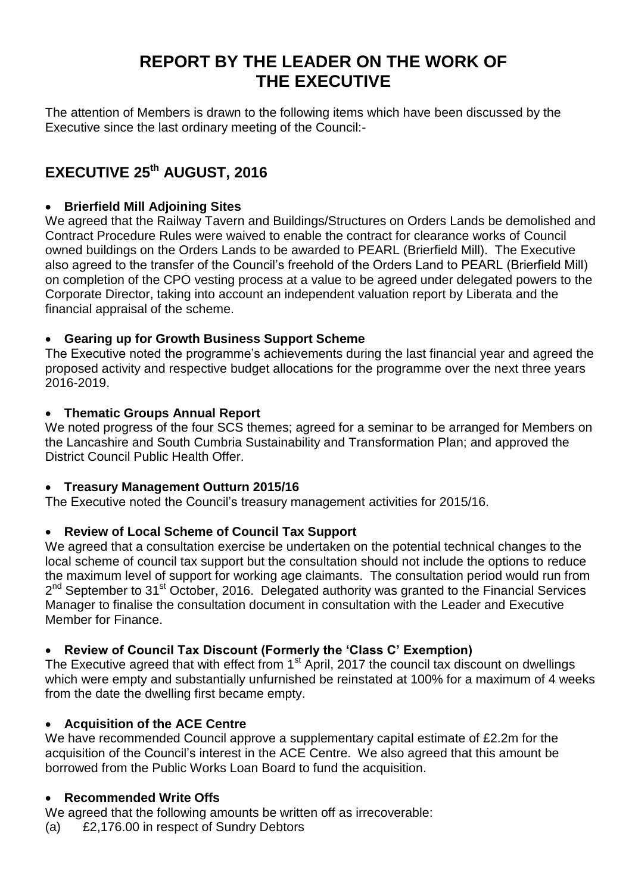# REPORT BY THE LEADER ON THE WORK OF THE EXECUTIVE

The attention of Members is drawn to the following items which have been discussed by the Executive since the last ordinary meeting of the Council:-

## EXECUTIVE 25th AUGUST, 2016

- **Brierfield Mill Adjoining Sites**

We agreed that the Railway Tavern and Buildings/Structures on Orders Lands be demolished and Contract Procedure Rules were waived to enable the contract for clearance works of Council owned buildings on the Orders Lands to be awarded to PEARL (Brierfield Mill). The Executive also agreed to the transfer of the Council's freehold of the Orders Land to PEARL (Brierfield Mill) on completion of the CPO vesting process at a value to be agreed under delegated powers to the Corporate Director, taking into account an independent valuation report by Liberata and the financial appraisal of the scheme.

- **Gearing up for Growth Business Support Scheme**

The Executive noted the programme's achievements during the last financial year and agreed the proposed activity and respective budget allocations for the programme over the next three years 2016-2019.

- **Thematic Groups Annual Report**

We noted progress of the four SCS themes; agreed for a seminar to be arranged for Members on the Lancashire and South Cumbria Sustainability and Transformation Plan; and approved the District Council Public Health Offer.

- **Treasury Management Outturn 2015/16**

The Executive noted the Council's treasury management activities for 2015/16.

- **Review of Local Scheme of Council Tax Support**

We agreed that a consultation exercise be undertaken on the potential technical changes to the local scheme of council tax support but the consultation should not include the options to reduce the maximum level of support for working age claimants. The consultation period would run from 2nd September to 31st October, 2016. Delegated authority was granted to the Financial Services Manager to finalise the consultation document in consultation with the Leader and Executive Member for Finance.

- **Review of Council Tax Discount (Formerly the 'Class C' Exemption)**

The Executive agreed that with effect from 1st April, 2017 the council tax discount on dwellings which were empty and substantially unfurnished be reinstated at 100% for a maximum of 4 weeks from the date the dwelling first became empty.

- **Acquisition of the ACE Centre**

We have recommended Council approve a supplementary capital estimate of £2.2m for the acquisition of the Council's interest in the ACE Centre. We also agreed that this amount be borrowed from the Public Works Loan Board to fund the acquisition.

- **Recommended Write Offs**

We agreed that the following amounts be written off as irrecoverable:

(a) £2,176.00 in respect of Sundry Debtors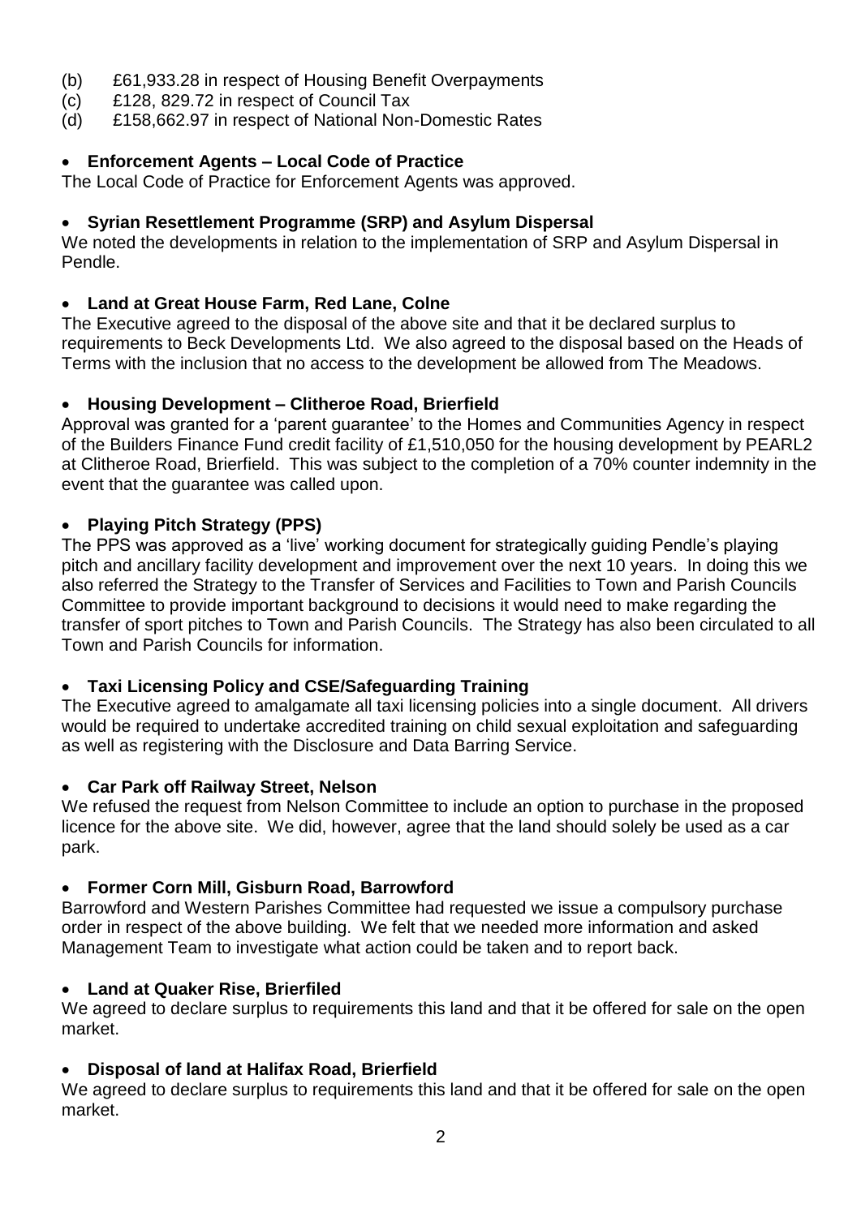(b) £61,933.28 in respect of Housing Benefit Overpayments
(c) £128, 829.72 in respect of Council Tax
(d) £158,662.97 in respect of National Non-Domestic Rates

- **Enforcement Agents – Local Code of Practice**

The Local Code of Practice for Enforcement Agents was approved.

- **Syrian Resettlement Programme (SRP) and Asylum Dispersal**

We noted the developments in relation to the implementation of SRP and Asylum Dispersal in Pendle.

- **Land at Great House Farm, Red Lane, Colne**

The Executive agreed to the disposal of the above site and that it be declared surplus to requirements to Beck Developments Ltd. We also agreed to the disposal based on the Heads of Terms with the inclusion that no access to the development be allowed from The Meadows.

- **Housing Development – Clitheroe Road, Brierfield**

Approval was granted for a 'parent guarantee' to the Homes and Communities Agency in respect of the Builders Finance Fund credit facility of £1,510,050 for the housing development by PEARL2 at Clitheroe Road, Brierfield. This was subject to the completion of a 70% counter indemnity in the event that the guarantee was called upon.

- **Playing Pitch Strategy (PPS)**

The PPS was approved as a 'live' working document for strategically guiding Pendle's playing pitch and ancillary facility development and improvement over the next 10 years. In doing this we also referred the Strategy to the Transfer of Services and Facilities to Town and Parish Councils Committee to provide important background to decisions it would need to make regarding the transfer of sport pitches to Town and Parish Councils. The Strategy has also been circulated to all Town and Parish Councils for information.

- **Taxi Licensing Policy and CSE/Safeguarding Training**

The Executive agreed to amalgamate all taxi licensing policies into a single document. All drivers would be required to undertake accredited training on child sexual exploitation and safeguarding as well as registering with the Disclosure and Data Barring Service.

- **Car Park off Railway Street, Nelson**

We refused the request from Nelson Committee to include an option to purchase in the proposed licence for the above site. We did, however, agree that the land should solely be used as a car park.

- **Former Corn Mill, Gisburn Road, Barrowford**

Barrowford and Western Parishes Committee had requested we issue a compulsory purchase order in respect of the above building. We felt that we needed more information and asked Management Team to investigate what action could be taken and to report back.

- **Land at Quaker Rise, Brierfiled**

We agreed to declare surplus to requirements this land and that it be offered for sale on the open market.

- **Disposal of land at Halifax Road, Brierfield**

We agreed to declare surplus to requirements this land and that it be offered for sale on the open market.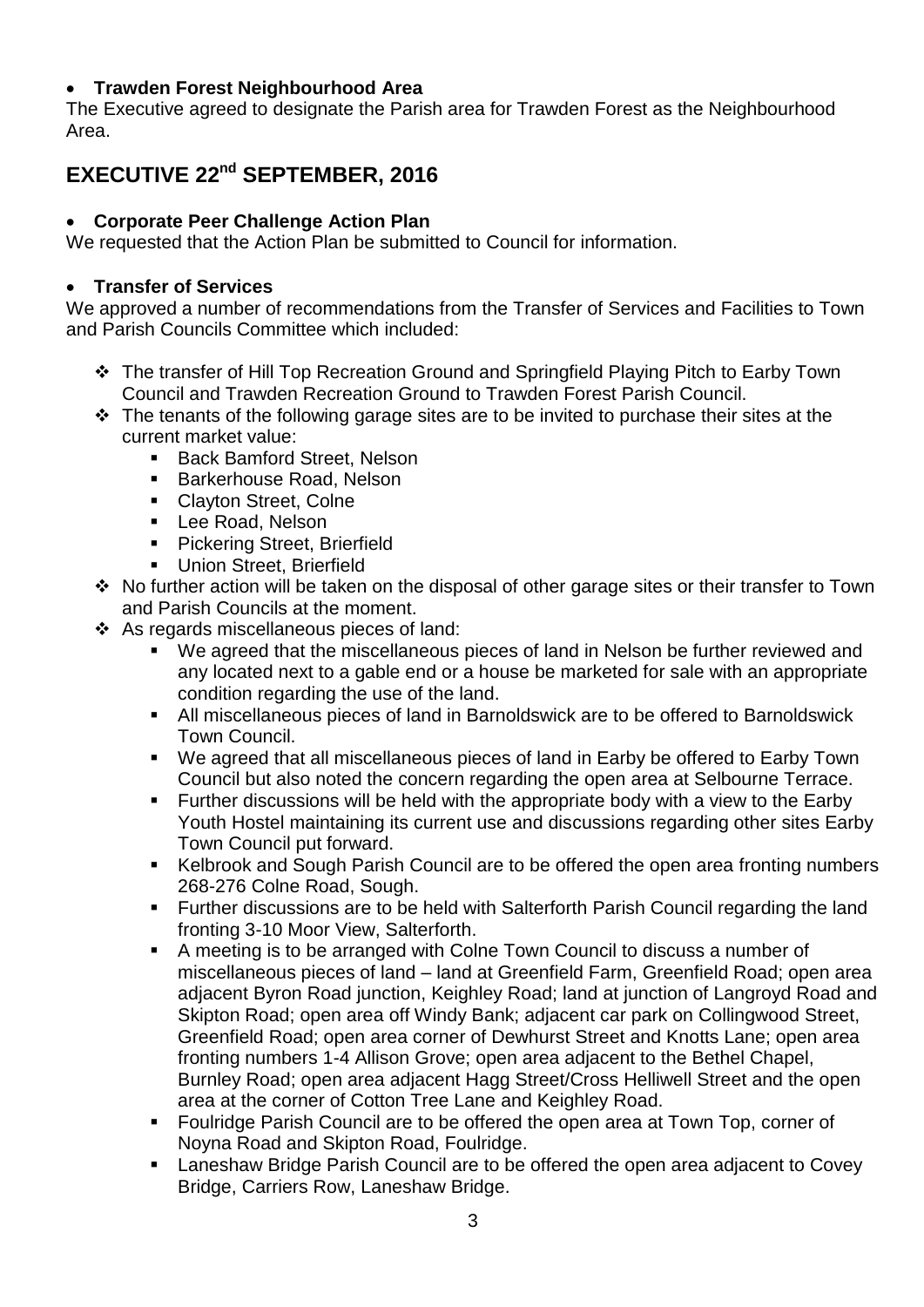- **Trawden Forest Neighbourhood Area**

The Executive agreed to designate the Parish area for Trawden Forest as the Neighbourhood Area.

## EXECUTIVE 22nd SEPTEMBER, 2016

- **Corporate Peer Challenge Action Plan**

We requested that the Action Plan be submitted to Council for information.

- **Transfer of Services**

We approved a number of recommendations from the Transfer of Services and Facilities to Town and Parish Councils Committee which included:

- The transfer of Hill Top Recreation Ground and Springfield Playing Pitch to Earby Town Council and Trawden Recreation Ground to Trawden Forest Parish Council.
- The tenants of the following garage sites are to be invited to purchase their sites at the current market value:
  - Back Bamford Street, Nelson
  - Barkerhouse Road, Nelson
  - Clayton Street, Colne
  - Lee Road, Nelson
  - Pickering Street, Brierfield
  - Union Street, Brierfield
- No further action will be taken on the disposal of other garage sites or their transfer to Town and Parish Councils at the moment.
- As regards miscellaneous pieces of land:
  - We agreed that the miscellaneous pieces of land in Nelson be further reviewed and any located next to a gable end or a house be marketed for sale with an appropriate condition regarding the use of the land.
  - All miscellaneous pieces of land in Barnoldswick are to be offered to Barnoldswick Town Council.
  - We agreed that all miscellaneous pieces of land in Earby be offered to Earby Town Council but also noted the concern regarding the open area at Selbourne Terrace.
  - Further discussions will be held with the appropriate body with a view to the Earby Youth Hostel maintaining its current use and discussions regarding other sites Earby Town Council put forward.
  - Kelbrook and Sough Parish Council are to be offered the open area fronting numbers 268-276 Colne Road, Sough.
  - Further discussions are to be held with Salterforth Parish Council regarding the land fronting 3-10 Moor View, Salterforth.
  - A meeting is to be arranged with Colne Town Council to discuss a number of miscellaneous pieces of land – land at Greenfield Farm, Greenfield Road; open area adjacent Byron Road junction, Keighley Road; land at junction of Langroyd Road and Skipton Road; open area off Windy Bank; adjacent car park on Collingwood Street, Greenfield Road; open area corner of Dewhurst Street and Knotts Lane; open area fronting numbers 1-4 Allison Grove; open area adjacent to the Bethel Chapel, Burnley Road; open area adjacent Hagg Street/Cross Helliwell Street and the open area at the corner of Cotton Tree Lane and Keighley Road.
  - Foulridge Parish Council are to be offered the open area at Town Top, corner of Noyna Road and Skipton Road, Foulridge.
  - Laneshaw Bridge Parish Council are to be offered the open area adjacent to Covey Bridge, Carriers Row, Laneshaw Bridge.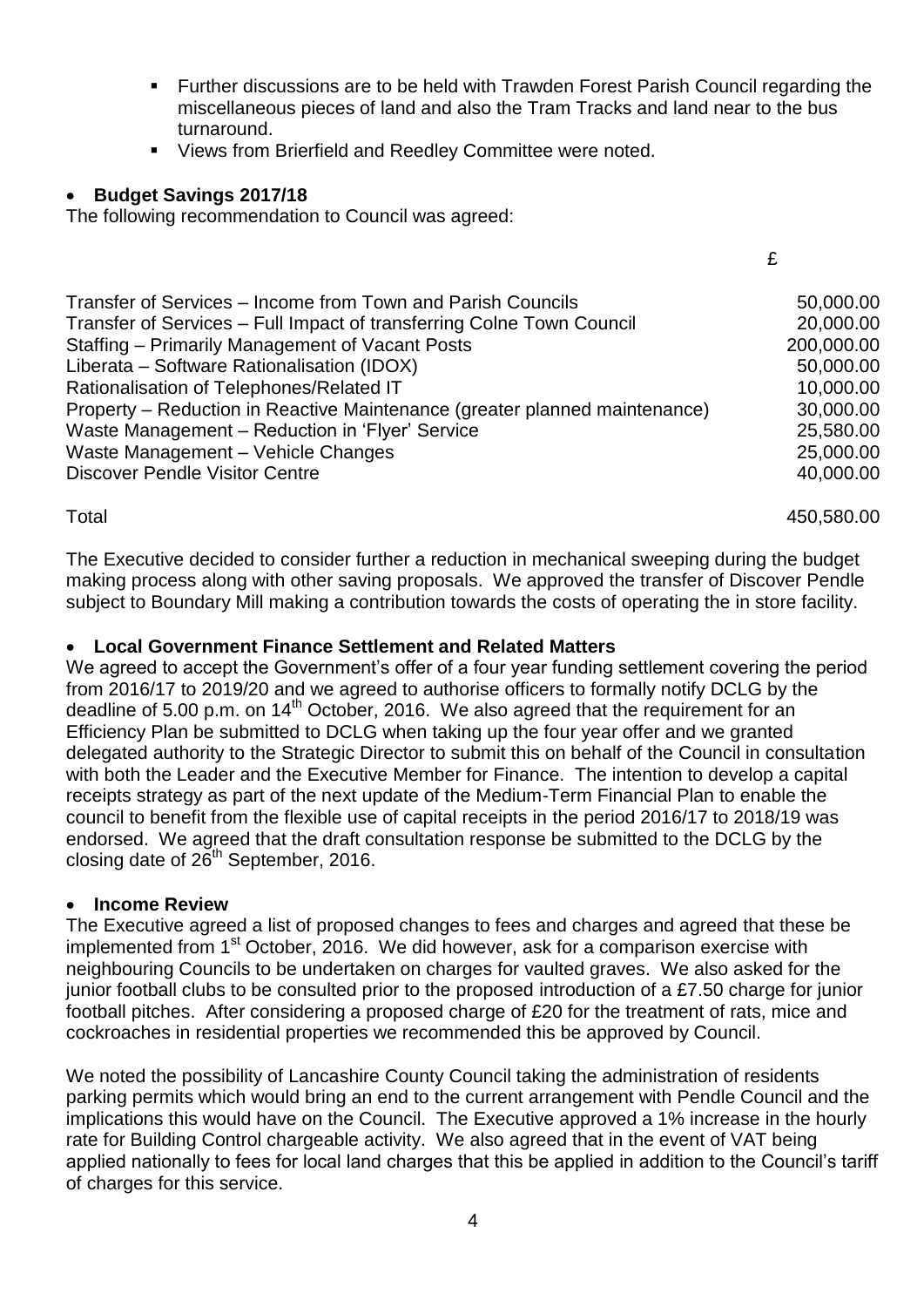- Further discussions are to be held with Trawden Forest Parish Council regarding the miscellaneous pieces of land and also the Tram Tracks and land near to the bus turnaround.
   - Views from Brierfield and Reedley Committee were noted.

- **Budget Savings 2017/18**

The following recommendation to Council was agreed:

| | £ |
|---|---|
| Transfer of Services – Income from Town and Parish Councils | 50,000.00 |
| Transfer of Services – Full Impact of transferring Colne Town Council | 20,000.00 |
| Staffing – Primarily Management of Vacant Posts | 200,000.00 |
| Liberata – Software Rationalisation (IDOX) | 50,000.00 |
| Rationalisation of Telephones/Related IT | 10,000.00 |
| Property – Reduction in Reactive Maintenance (greater planned maintenance) | 30,000.00 |
| Waste Management – Reduction in 'Flyer' Service | 25,580.00 |
| Waste Management – Vehicle Changes | 25,000.00 |
| Discover Pendle Visitor Centre | 40,000.00 |
| Total | 450,580.00 |

The Executive decided to consider further a reduction in mechanical sweeping during the budget making process along with other saving proposals. We approved the transfer of Discover Pendle subject to Boundary Mill making a contribution towards the costs of operating the in store facility.

- **Local Government Finance Settlement and Related Matters**

We agreed to accept the Government's offer of a four year funding settlement covering the period from 2016/17 to 2019/20 and we agreed to authorise officers to formally notify DCLG by the deadline of 5.00 p.m. on 14th October, 2016. We also agreed that the requirement for an Efficiency Plan be submitted to DCLG when taking up the four year offer and we granted delegated authority to the Strategic Director to submit this on behalf of the Council in consultation with both the Leader and the Executive Member for Finance. The intention to develop a capital receipts strategy as part of the next update of the Medium-Term Financial Plan to enable the council to benefit from the flexible use of capital receipts in the period 2016/17 to 2018/19 was endorsed. We agreed that the draft consultation response be submitted to the DCLG by the closing date of 26th September, 2016.

- **Income Review**

The Executive agreed a list of proposed changes to fees and charges and agreed that these be implemented from 1st October, 2016. We did however, ask for a comparison exercise with neighbouring Councils to be undertaken on charges for vaulted graves. We also asked for the junior football clubs to be consulted prior to the proposed introduction of a £7.50 charge for junior football pitches. After considering a proposed charge of £20 for the treatment of rats, mice and cockroaches in residential properties we recommended this be approved by Council.

We noted the possibility of Lancashire County Council taking the administration of residents parking permits which would bring an end to the current arrangement with Pendle Council and the implications this would have on the Council. The Executive approved a 1% increase in the hourly rate for Building Control chargeable activity. We also agreed that in the event of VAT being applied nationally to fees for local land charges that this be applied in addition to the Council's tariff of charges for this service.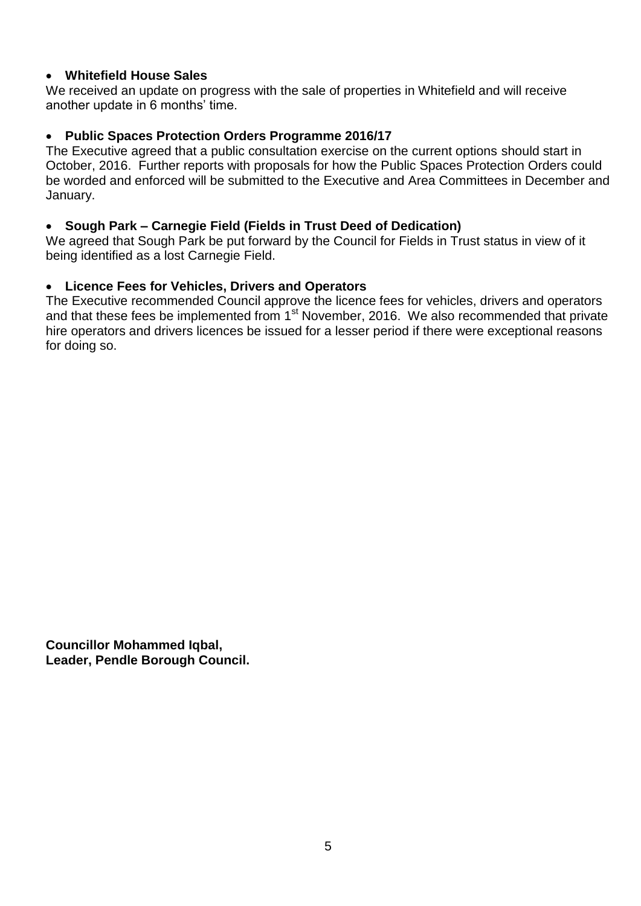- **Whitefield House Sales**

We received an update on progress with the sale of properties in Whitefield and will receive another update in 6 months' time.

- **Public Spaces Protection Orders Programme 2016/17**

The Executive agreed that a public consultation exercise on the current options should start in October, 2016. Further reports with proposals for how the Public Spaces Protection Orders could be worded and enforced will be submitted to the Executive and Area Committees in December and January.

- **Sough Park – Carnegie Field (Fields in Trust Deed of Dedication)**

We agreed that Sough Park be put forward by the Council for Fields in Trust status in view of it being identified as a lost Carnegie Field.

- **Licence Fees for Vehicles, Drivers and Operators**

The Executive recommended Council approve the licence fees for vehicles, drivers and operators and that these fees be implemented from 1st November, 2016. We also recommended that private hire operators and drivers licences be issued for a lesser period if there were exceptional reasons for doing so.

**Councillor Mohammed Iqbal,**
**Leader, Pendle Borough Council.**